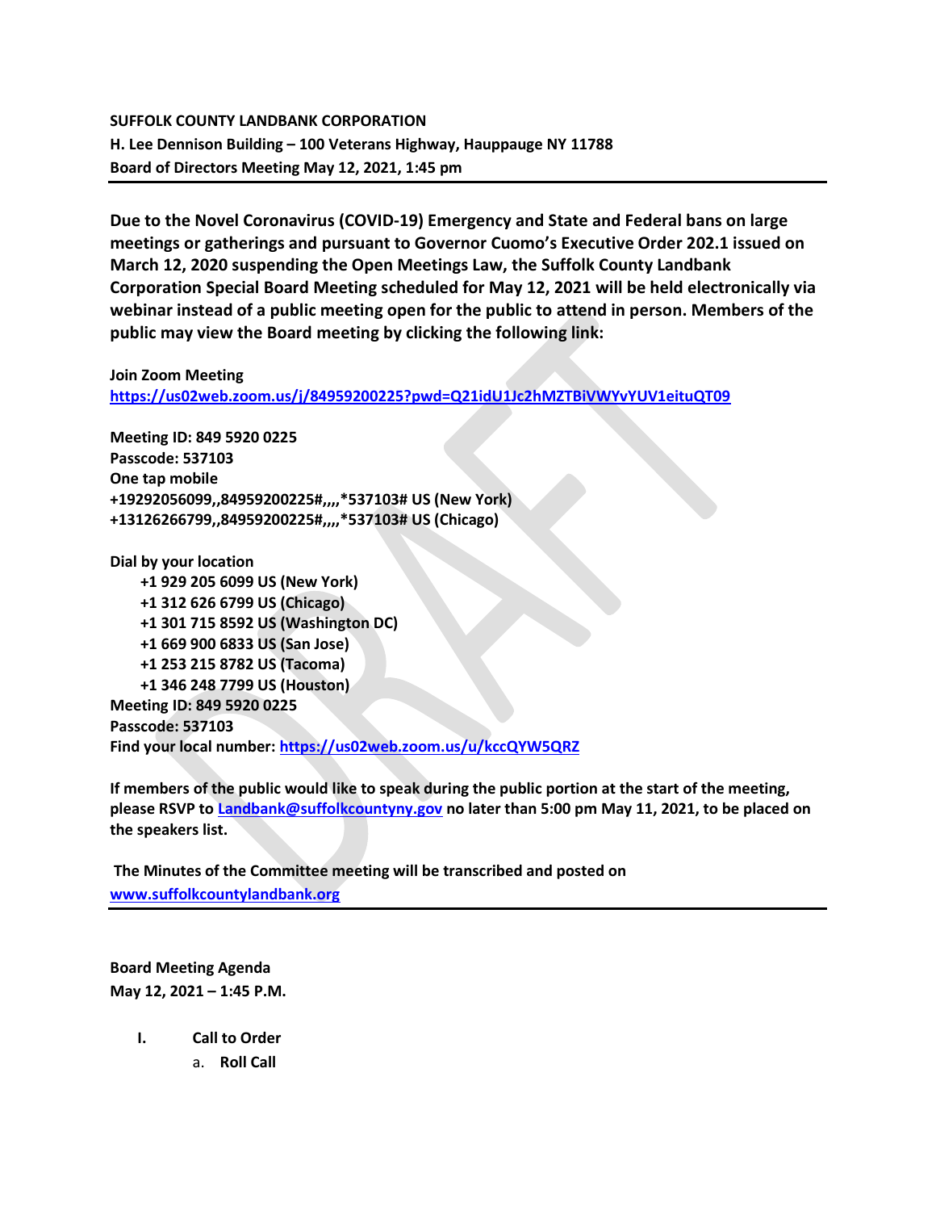**SUFFOLK COUNTY LANDBANK CORPORATION**
**H. Lee Dennison Building – 100 Veterans Highway, Hauppauge NY 11788**
**Board of Directors Meeting May 12, 2021, 1:45 pm**

---

**Due to the Novel Coronavirus (COVID-19) Emergency and State and Federal bans on large meetings or gatherings and pursuant to Governor Cuomo's Executive Order 202.1 issued on March 12, 2020 suspending the Open Meetings Law, the Suffolk County Landbank Corporation Special Board Meeting scheduled for May 12, 2021 will be held electronically via webinar instead of a public meeting open for the public to attend in person. Members of the public may view the Board meeting by clicking the following link:**

**Join Zoom Meeting**
https://us02web.zoom.us/j/84959200225?pwd=Q21idU1Jc2hMZTBiVWYvYUV1eituQT09

**Meeting ID: 849 5920 0225**
**Passcode: 537103**
**One tap mobile**
**+19292056099,,84959200225#,,,,*537103# US (New York)**
**+13126266799,,84959200225#,,,,*537103# US (Chicago)**

**Dial by your location**
- **+1 929 205 6099 US (New York)**
- **+1 312 626 6799 US (Chicago)**
- **+1 301 715 8592 US (Washington DC)**
- **+1 669 900 6833 US (San Jose)**
- **+1 253 215 8782 US (Tacoma)**
- **+1 346 248 7799 US (Houston)**

**Meeting ID: 849 5920 0225**
**Passcode: 537103**
**Find your local number:** https://us02web.zoom.us/u/kccQYW5QRZ

**If members of the public would like to speak during the public portion at the start of the meeting, please RSVP to Landbank@suffolkcountyny.gov no later than 5:00 pm May 11, 2021, to be placed on the speakers list.**

**The Minutes of the Committee meeting will be transcribed and posted on www.suffolkcountylandbank.org**

---

**Board Meeting Agenda**
**May 12, 2021 – 1:45 P.M.**

- **I. Call to Order**
  - a. **Roll Call**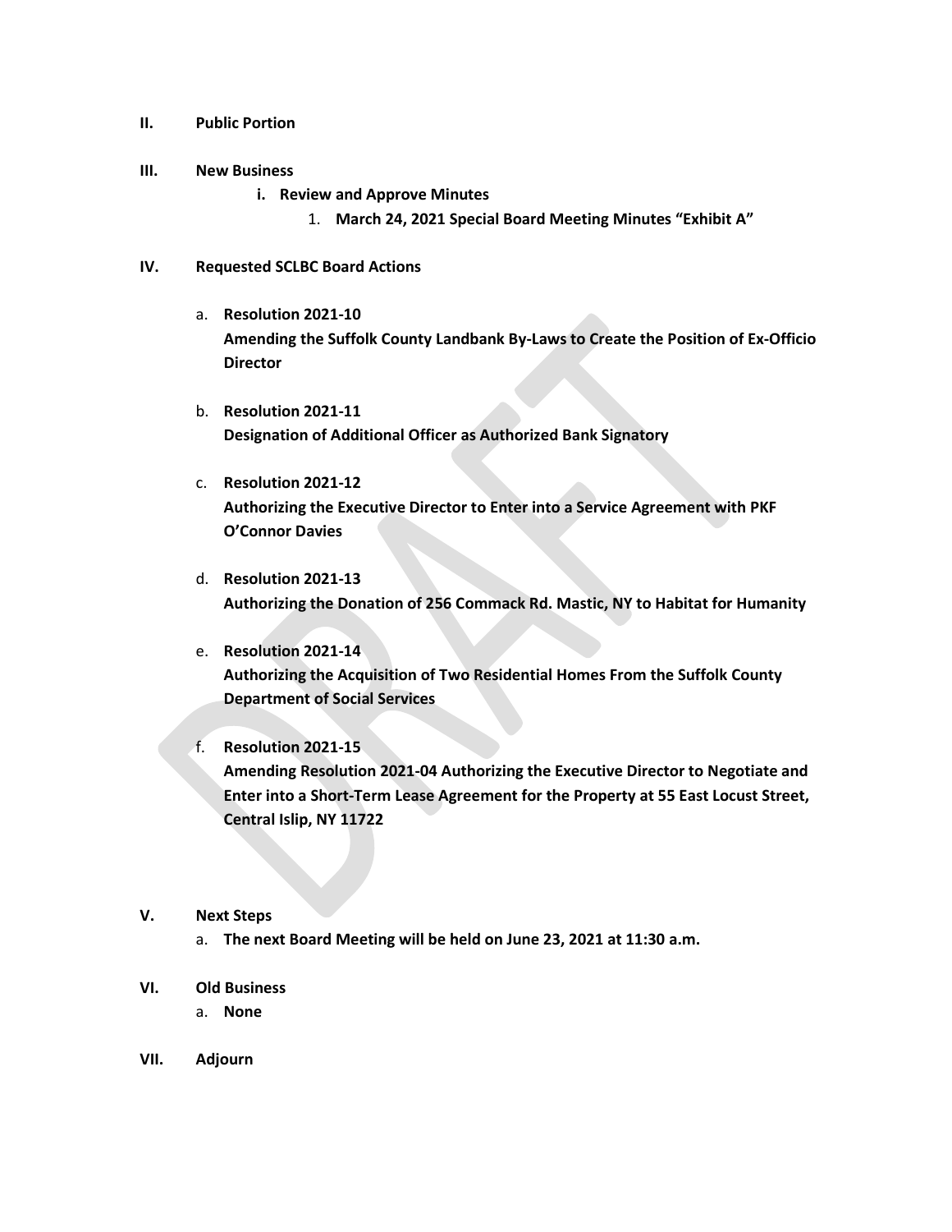**II. Public Portion**

**III. New Business**

- **i. Review and Approve Minutes**
  1. **March 24, 2021 Special Board Meeting Minutes "Exhibit A"**

**IV. Requested SCLBC Board Actions**

a. **Resolution 2021-10**
**Amending the Suffolk County Landbank By-Laws to Create the Position of Ex-Officio Director**

b. **Resolution 2021-11**
**Designation of Additional Officer as Authorized Bank Signatory**

c. **Resolution 2021-12**
**Authorizing the Executive Director to Enter into a Service Agreement with PKF O'Connor Davies**

d. **Resolution 2021-13**
**Authorizing the Donation of 256 Commack Rd. Mastic, NY to Habitat for Humanity**

e. **Resolution 2021-14**
**Authorizing the Acquisition of Two Residential Homes From the Suffolk County Department of Social Services**

f. **Resolution 2021-15**
**Amending Resolution 2021-04 Authorizing the Executive Director to Negotiate and Enter into a Short-Term Lease Agreement for the Property at 55 East Locust Street, Central Islip, NY 11722**

**V. Next Steps**

a. **The next Board Meeting will be held on June 23, 2021 at 11:30 a.m.**

**VI. Old Business**

a. **None**

**VII. Adjourn**